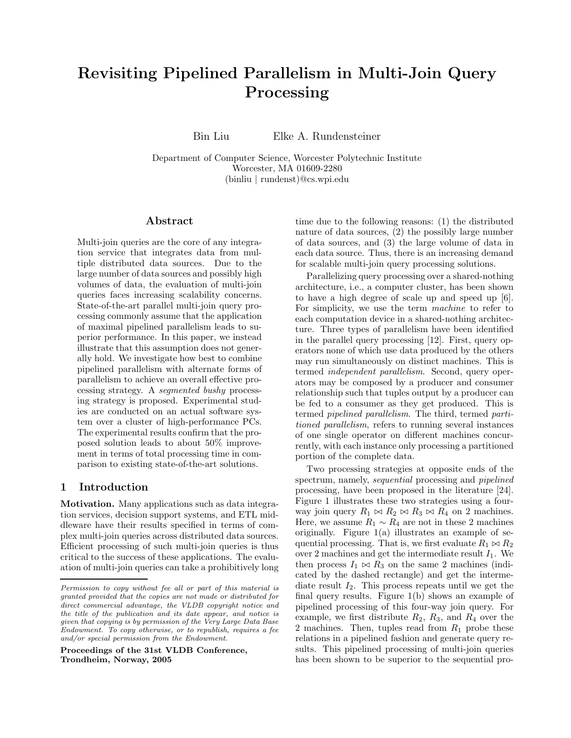# Revisiting Pipelined Parallelism in Multi-Join Query Processing

Bin Liu    Elke A. Rundensteiner

Department of Computer Science, Worcester Polytechnic Institute
Worcester, MA 01609-2280
(binliu | rundenst)@cs.wpi.edu

## Abstract

Multi-join queries are the core of any integration service that integrates data from multiple distributed data sources. Due to the large number of data sources and possibly high volumes of data, the evaluation of multi-join queries faces increasing scalability concerns. State-of-the-art parallel multi-join query processing commonly assume that the application of maximal pipelined parallelism leads to superior performance. In this paper, we instead illustrate that this assumption does not generally hold. We investigate how best to combine pipelined parallelism with alternate forms of parallelism to achieve an overall effective processing strategy. A *segmented bushy* processing strategy is proposed. Experimental studies are conducted on an actual software system over a cluster of high-performance PCs. The experimental results confirm that the proposed solution leads to about 50% improvement in terms of total processing time in comparison to existing state-of-the-art solutions.

## 1 Introduction

**Motivation.** Many applications such as data integration services, decision support systems, and ETL middleware have their results specified in terms of complex multi-join queries across distributed data sources. Efficient processing of such multi-join queries is thus critical to the success of these applications. The evaluation of multi-join queries can take a prohibitively long time due to the following reasons: (1) the distributed nature of data sources, (2) the possibly large number of data sources, and (3) the large volume of data in each data source. Thus, there is an increasing demand for scalable multi-join query processing solutions.

Parallelizing query processing over a shared-nothing architecture, i.e., a computer cluster, has been shown to have a high degree of scale up and speed up [6]. For simplicity, we use the term *machine* to refer to each computation device in a shared-nothing architecture. Three types of parallelism have been identified in the parallel query processing [12]. First, query operators none of which use data produced by the others may run simultaneously on distinct machines. This is termed *independent parallelism*. Second, query operators may be composed by a producer and consumer relationship such that tuples output by a producer can be fed to a consumer as they get produced. This is termed *pipelined parallelism*. The third, termed *partitioned parallelism*, refers to running several instances of one single operator on different machines concurrently, with each instance only processing a partitioned portion of the complete data.

Two processing strategies at opposite ends of the spectrum, namely, *sequential* processing and *pipelined* processing, have been proposed in the literature [24]. Figure 1 illustrates these two strategies using a four-way join query $R_1 \bowtie R_2 \bowtie R_3 \bowtie R_4$ on 2 machines. Here, we assume $R_1 \sim R_4$ are not in these 2 machines originally. Figure 1(a) illustrates an example of sequential processing. That is, we first evaluate $R_1 \bowtie R_2$ over 2 machines and get the intermediate result $I_1$. We then process $I_1 \bowtie R_3$ on the same 2 machines (indicated by the dashed rectangle) and get the intermediate result $I_2$. This process repeats until we get the final query results. Figure 1(b) shows an example of pipelined processing of this four-way join query. For example, we first distribute $R_2$, $R_3$, and $R_4$ over the 2 machines. Then, tuples read from $R_1$ probe these relations in a pipelined fashion and generate query results. This pipelined processing of multi-join queries has been shown to be superior to the sequential pro-

---

*Permission to copy without fee all or part of this material is granted provided that the copies are not made or distributed for direct commercial advantage, the VLDB copyright notice and the title of the publication and its date appear, and notice is given that copying is by permission of the Very Large Data Base Endowment. To copy otherwise, or to republish, requires a fee and/or special permission from the Endowment.*

**Proceedings of the 31st VLDB Conference, Trondheim, Norway, 2005**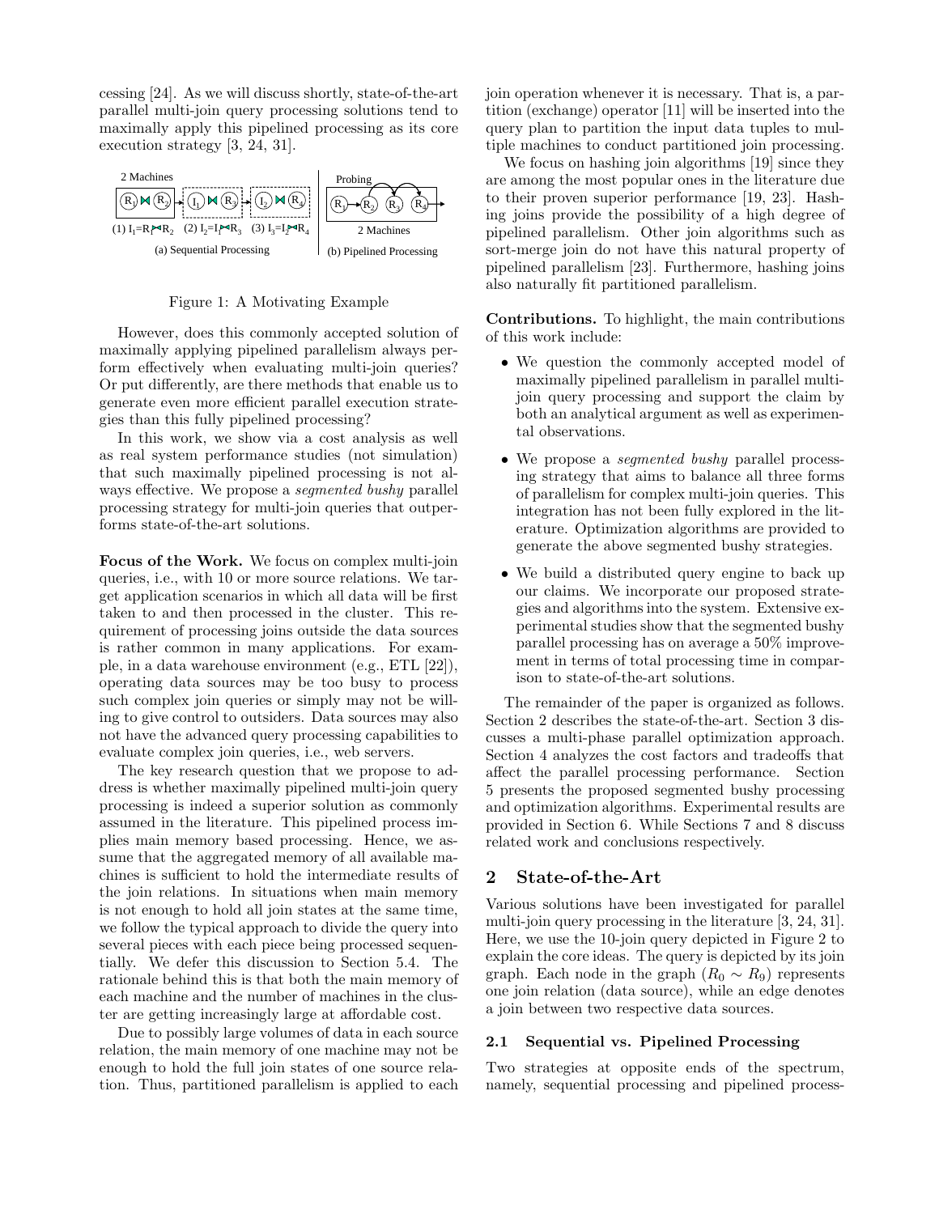cessing [24]. As we will discuss shortly, state-of-the-art parallel multi-join query processing solutions tend to maximally apply this pipelined processing as its core execution strategy [3, 24, 31].

Figure 1: A Motivating Example

However, does this commonly accepted solution of maximally applying pipelined parallelism always perform effectively when evaluating multi-join queries? Or put differently, are there methods that enable us to generate even more efficient parallel execution strategies than this fully pipelined processing?

In this work, we show via a cost analysis as well as real system performance studies (not simulation) that such maximally pipelined processing is not always effective. We propose a *segmented bushy* parallel processing strategy for multi-join queries that outperforms state-of-the-art solutions.

**Focus of the Work.** We focus on complex multi-join queries, i.e., with 10 or more source relations. We target application scenarios in which all data will be first taken to and then processed in the cluster. This requirement of processing joins outside the data sources is rather common in many applications. For example, in a data warehouse environment (e.g., ETL [22]), operating data sources may be too busy to process such complex join queries or simply may not be willing to give control to outsiders. Data sources may also not have the advanced query processing capabilities to evaluate complex join queries, i.e., web servers.

The key research question that we propose to address is whether maximally pipelined multi-join query processing is indeed a superior solution as commonly assumed in the literature. This pipelined process implies main memory based processing. Hence, we assume that the aggregated memory of all available machines is sufficient to hold the intermediate results of the join relations. In situations when main memory is not enough to hold all join states at the same time, we follow the typical approach to divide the query into several pieces with each piece being processed sequentially. We defer this discussion to Section 5.4. The rationale behind this is that both the main memory of each machine and the number of machines in the cluster are getting increasingly large at affordable cost.

Due to possibly large volumes of data in each source relation, the main memory of one machine may not be enough to hold the full join states of one source relation. Thus, partitioned parallelism is applied to each join operation whenever it is necessary. That is, a partition (exchange) operator [11] will be inserted into the query plan to partition the input data tuples to multiple machines to conduct partitioned join processing.

We focus on hashing join algorithms [19] since they are among the most popular ones in the literature due to their proven superior performance [19, 23]. Hashing joins provide the possibility of a high degree of pipelined parallelism. Other join algorithms such as sort-merge join do not have this natural property of pipelined parallelism [23]. Furthermore, hashing joins also naturally fit partitioned parallelism.

**Contributions.** To highlight, the main contributions of this work include:

- We question the commonly accepted model of maximally pipelined parallelism in parallel multi-join query processing and support the claim by both an analytical argument as well as experimental observations.
- We propose a *segmented bushy* parallel processing strategy that aims to balance all three forms of parallelism for complex multi-join queries. This integration has not been fully explored in the literature. Optimization algorithms are provided to generate the above segmented bushy strategies.
- We build a distributed query engine to back up our claims. We incorporate our proposed strategies and algorithms into the system. Extensive experimental studies show that the segmented bushy parallel processing has on average a 50% improvement in terms of total processing time in comparison to state-of-the-art solutions.

The remainder of the paper is organized as follows. Section 2 describes the state-of-the-art. Section 3 discusses a multi-phase parallel optimization approach. Section 4 analyzes the cost factors and tradeoffs that affect the parallel processing performance. Section 5 presents the proposed segmented bushy processing and optimization algorithms. Experimental results are provided in Section 6. While Sections 7 and 8 discuss related work and conclusions respectively.

## 2 State-of-the-Art

Various solutions have been investigated for parallel multi-join query processing in the literature [3, 24, 31]. Here, we use the 10-join query depicted in Figure 2 to explain the core ideas. The query is depicted by its join graph. Each node in the graph ($R_0 \sim R_9$) represents one join relation (data source), while an edge denotes a join between two respective data sources.

### 2.1 Sequential vs. Pipelined Processing

Two strategies at opposite ends of the spectrum, namely, sequential processing and pipelined process-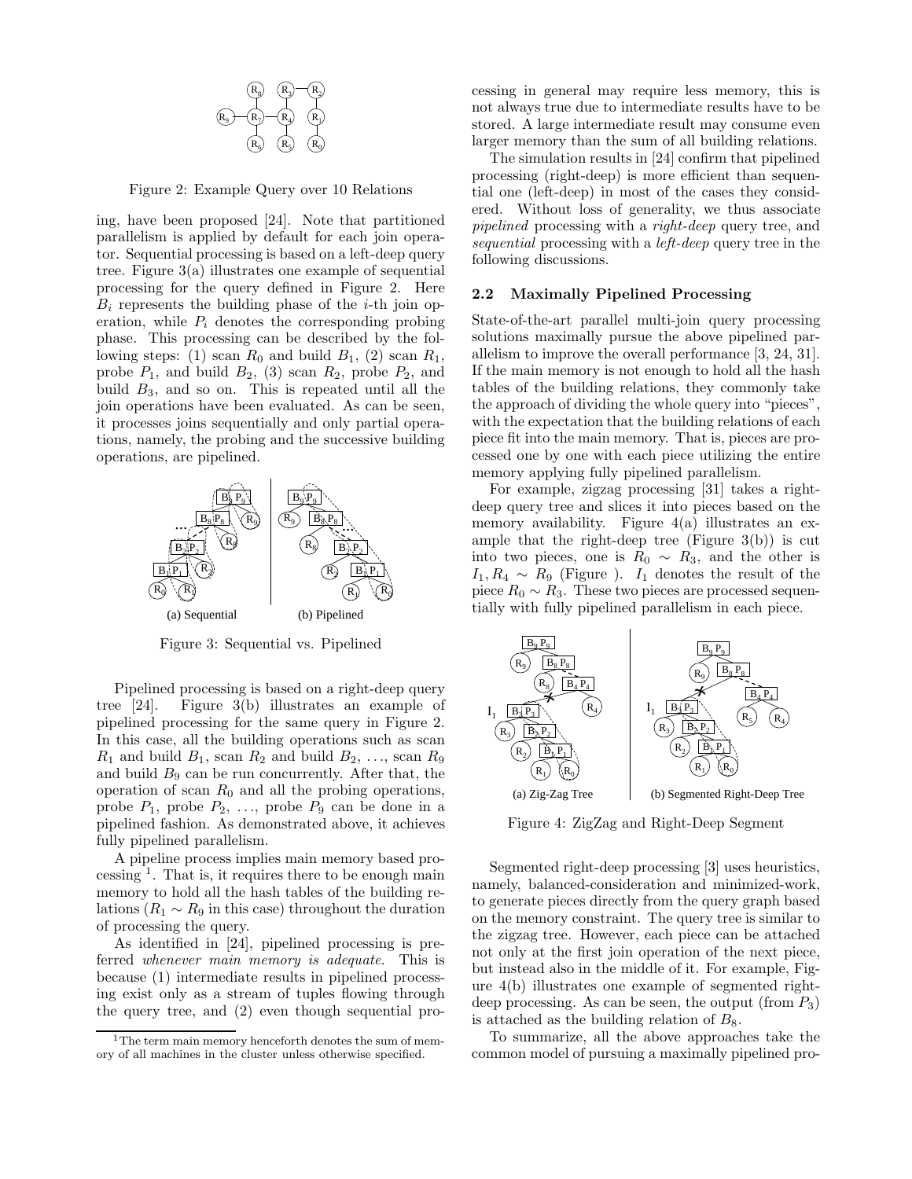Figure 2: Example Query over 10 Relations

ing, have been proposed [24]. Note that partitioned parallelism is applied by default for each join operator. Sequential processing is based on a left-deep query tree. Figure 3(a) illustrates one example of sequential processing for the query defined in Figure 2. Here $B_i$ represents the building phase of the $i$-th join operation, while $P_i$ denotes the corresponding probing phase. This processing can be described by the following steps: (1) scan $R_0$ and build $B_1$, (2) scan $R_1$, probe $P_1$, and build $B_2$, (3) scan $R_2$, probe $P_2$, and build $B_3$, and so on. This is repeated until all the join operations have been evaluated. As can be seen, it processes joins sequentially and only partial operations, namely, the probing and the successive building operations, are pipelined.

Figure 3: Sequential vs. Pipelined

Pipelined processing is based on a right-deep query tree [24]. Figure 3(b) illustrates an example of pipelined processing for the same query in Figure 2. In this case, all the building operations such as scan $R_1$ and build $B_1$, scan $R_2$ and build $B_2$, ..., scan $R_9$ and build $B_9$ can be run concurrently. After that, the operation of scan $R_0$ and all the probing operations, probe $P_1$, probe $P_2$, ..., probe $P_9$ can be done in a pipelined fashion. As demonstrated above, it achieves fully pipelined parallelism.

A pipeline process implies main memory based processing [1]. That is, it requires there to be enough main memory to hold all the hash tables of the building relations ($R_1 \sim R_9$ in this case) throughout the duration of processing the query.

As identified in [24], pipelined processing is preferred *whenever main memory is adequate*. This is because (1) intermediate results in pipelined processing exist only as a stream of tuples flowing through the query tree, and (2) even though sequential processing in general may require less memory, this is not always true due to intermediate results have to be stored. A large intermediate result may consume even larger memory than the sum of all building relations.

The simulation results in [24] confirm that pipelined processing (right-deep) is more efficient than sequential one (left-deep) in most of the cases they considered. Without loss of generality, we thus associate *pipelined* processing with a *right-deep* query tree, and *sequential* processing with a *left-deep* query tree in the following discussions.

### 2.2 Maximally Pipelined Processing

State-of-the-art parallel multi-join query processing solutions maximally pursue the above pipelined parallelism to improve the overall performance [3, 24, 31]. If the main memory is not enough to hold all the hash tables of the building relations, they commonly take the approach of dividing the whole query into "pieces", with the expectation that the building relations of each piece fit into the main memory. That is, pieces are processed one by one with each piece utilizing the entire memory applying fully pipelined parallelism.

For example, zigzag processing [31] takes a right-deep query tree and slices it into pieces based on the memory availability. Figure 4(a) illustrates an example that the right-deep tree (Figure 3(b)) is cut into two pieces, one is $R_0 \sim R_3$, and the other is $I_1, R_4 \sim R_9$ (Figure ). $I_1$ denotes the result of the piece $R_0 \sim R_3$. These two pieces are processed sequentially with fully pipelined parallelism in each piece.

Figure 4: ZigZag and Right-Deep Segment

Segmented right-deep processing [3] uses heuristics, namely, balanced-consideration and minimized-work, to generate pieces directly from the query graph based on the memory constraint. The query tree is similar to the zigzag tree. However, each piece can be attached not only at the first join operation of the next piece, but instead also in the middle of it. For example, Figure 4(b) illustrates one example of segmented right-deep processing. As can be seen, the output (from $P_3$) is attached as the building relation of $B_8$.

To summarize, all the above approaches take the common model of pursuing a maximally pipelined pro-

[1] The term main memory henceforth denotes the sum of memory of all machines in the cluster unless otherwise specified.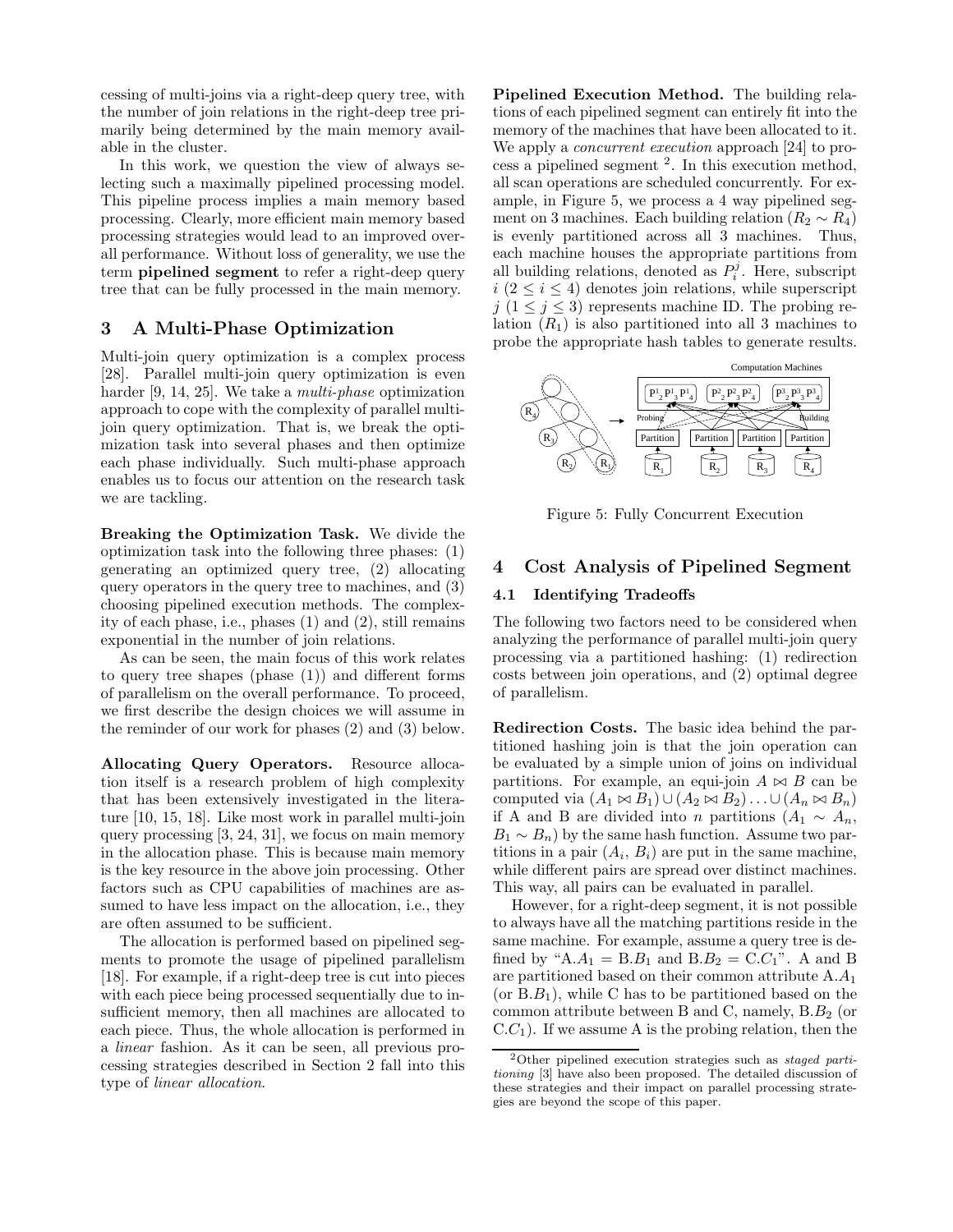cessing of multi-joins via a right-deep query tree, with the number of join relations in the right-deep tree primarily being determined by the main memory available in the cluster.

In this work, we question the view of always selecting such a maximally pipelined processing model. This pipeline process implies a main memory based processing. Clearly, more efficient main memory based processing strategies would lead to an improved overall performance. Without loss of generality, we use the term **pipelined segment** to refer a right-deep query tree that can be fully processed in the main memory.

## 3 A Multi-Phase Optimization

Multi-join query optimization is a complex process [28]. Parallel multi-join query optimization is even harder [9, 14, 25]. We take a *multi-phase* optimization approach to cope with the complexity of parallel multi-join query optimization. That is, we break the optimization task into several phases and then optimize each phase individually. Such multi-phase approach enables us to focus our attention on the research task we are tackling.

**Breaking the Optimization Task.** We divide the optimization task into the following three phases: (1) generating an optimized query tree, (2) allocating query operators in the query tree to machines, and (3) choosing pipelined execution methods. The complexity of each phase, i.e., phases (1) and (2), still remains exponential in the number of join relations.

As can be seen, the main focus of this work relates to query tree shapes (phase (1)) and different forms of parallelism on the overall performance. To proceed, we first describe the design choices we will assume in the reminder of our work for phases (2) and (3) below.

**Allocating Query Operators.** Resource allocation itself is a research problem of high complexity that has been extensively investigated in the literature [10, 15, 18]. Like most work in parallel multi-join query processing [3, 24, 31], we focus on main memory in the allocation phase. This is because main memory is the key resource in the above join processing. Other factors such as CPU capabilities of machines are assumed to have less impact on the allocation, i.e., they are often assumed to be sufficient.

The allocation is performed based on pipelined segments to promote the usage of pipelined parallelism [18]. For example, if a right-deep tree is cut into pieces with each piece being processed sequentially due to insufficient memory, then all machines are allocated to each piece. Thus, the whole allocation is performed in a *linear* fashion. As it can be seen, all previous processing strategies described in Section 2 fall into this type of *linear allocation*.

**Pipelined Execution Method.** The building relations of each pipelined segment can entirely fit into the memory of the machines that have been allocated to it. We apply a *concurrent execution* approach [24] to process a pipelined segment [2]. In this execution method, all scan operations are scheduled concurrently. For example, in Figure 5, we process a 4 way pipelined segment on 3 machines. Each building relation ($R_2 \sim R_4$) is evenly partitioned across all 3 machines. Thus, each machine houses the appropriate partitions from all building relations, denoted as $P_i^j$. Here, subscript $i$ ($2 \leq i \leq 4$) denotes join relations, while superscript $j$ ($1 \leq j \leq 3$) represents machine ID. The probing relation ($R_1$) is also partitioned into all 3 machines to probe the appropriate hash tables to generate results.

Figure 5: Fully Concurrent Execution

## 4 Cost Analysis of Pipelined Segment

### 4.1 Identifying Tradeoffs

The following two factors need to be considered when analyzing the performance of parallel multi-join query processing via a partitioned hashing: (1) redirection costs between join operations, and (2) optimal degree of parallelism.

**Redirection Costs.** The basic idea behind the partitioned hashing join is that the join operation can be evaluated by a simple union of joins on individual partitions. For example, an equi-join $A \bowtie B$ can be computed via $(A_1 \bowtie B_1) \cup (A_2 \bowtie B_2) \ldots \cup (A_n \bowtie B_n)$ if A and B are divided into $n$ partitions ($A_1 \sim A_n$, $B_1 \sim B_n$) by the same hash function. Assume two partitions in a pair ($A_i$, $B_i$) are put in the same machine, while different pairs are spread over distinct machines. This way, all pairs can be evaluated in parallel.

However, for a right-deep segment, it is not possible to always have all the matching partitions reside in the same machine. For example, assume a query tree is defined by "A.$A_1$ = B.$B_1$ and B.$B_2$ = C.$C_1$". A and B are partitioned based on their common attribute A.$A_1$ (or B.$B_1$), while C has to be partitioned based on the common attribute between B and C, namely, B.$B_2$ (or C.$C_1$). If we assume A is the probing relation, then the

[2] Other pipelined execution strategies such as *staged partitioning* [3] have also been proposed. The detailed discussion of these strategies and their impact on parallel processing strategies are beyond the scope of this paper.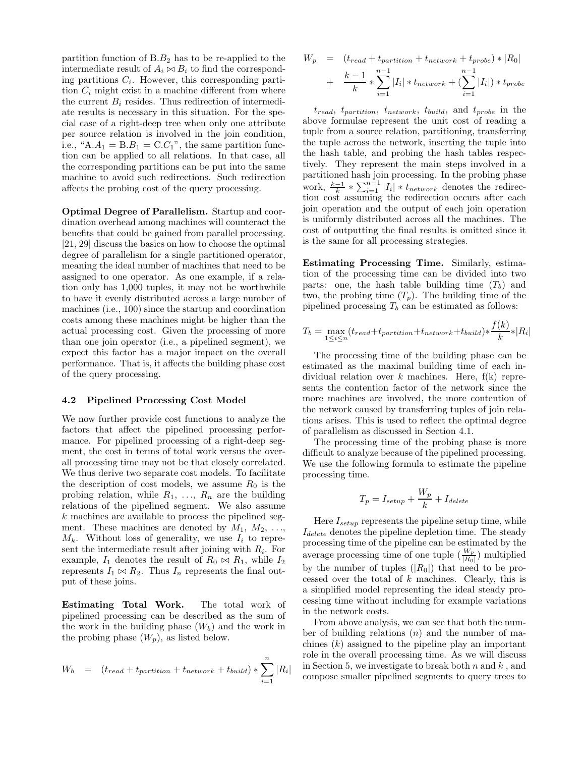partition function of B.$B_2$ has to be re-applied to the intermediate result of $A_i \bowtie B_i$ to find the corresponding partitions $C_i$. However, this corresponding partition $C_i$ might exist in a machine different from where the current $B_i$ resides. Thus redirection of intermediate results is necessary in this situation. For the special case of a right-deep tree when only one attribute per source relation is involved in the join condition, i.e., "A.$A_1$ = B.$B_1$ = C.$C_1$", the same partition function can be applied to all relations. In that case, all the corresponding partitions can be put into the same machine to avoid such redirections. Such redirection affects the probing cost of the query processing.

**Optimal Degree of Parallelism.** Startup and coordination overhead among machines will counteract the benefits that could be gained from parallel processing. [21, 29] discuss the basics on how to choose the optimal degree of parallelism for a single partitioned operator, meaning the ideal number of machines that need to be assigned to one operator. As one example, if a relation only has 1,000 tuples, it may not be worthwhile to have it evenly distributed across a large number of machines (i.e., 100) since the startup and coordination costs among these machines might be higher than the actual processing cost. Given the processing of more than one join operator (i.e., a pipelined segment), we expect this factor has a major impact on the overall performance. That is, it affects the building phase cost of the query processing.

### 4.2 Pipelined Processing Cost Model

We now further provide cost functions to analyze the factors that affect the pipelined processing performance. For pipelined processing of a right-deep segment, the cost in terms of total work versus the overall processing time may not be that closely correlated. We thus derive two separate cost models. To facilitate the description of cost models, we assume $R_0$ is the probing relation, while $R_1, \ldots, R_n$ are the building relations of the pipelined segment. We also assume $k$ machines are available to process the pipelined segment. These machines are denoted by $M_1, M_2, \ldots, M_k$. Without loss of generality, we use $I_i$ to represent the intermediate result after joining with $R_i$. For example, $I_1$ denotes the result of $R_0 \bowtie R_1$, while $I_2$ represents $I_1 \bowtie R_2$. Thus $I_n$ represents the final output of these joins.

**Estimating Total Work.** The total work of pipelined processing can be described as the sum of the work in the building phase ($W_b$) and the work in the probing phase ($W_p$), as listed below.

$$W_b = (t_{read} + t_{partition} + t_{network} + t_{build}) * \sum_{i=1}^{n} |R_i|$$

$$W_p = (t_{read} + t_{partition} + t_{network} + t_{probe}) * |R_0| + \frac{k-1}{k} * \sum_{i=1}^{n-1} |I_i| * t_{network} + (\sum_{i=1}^{n-1} |I_i|) * t_{probe}$$

$t_{read}$, $t_{partition}$, $t_{network}$, $t_{build}$, and $t_{probe}$ in the above formulae represent the unit cost of reading a tuple from a source relation, partitioning, transferring the tuple across the network, inserting the tuple into the hash table, and probing the hash tables respectively. They represent the main steps involved in a partitioned hash join processing. In the probing phase work, $\frac{k-1}{k} * \sum_{i=1}^{n-1} |I_i| * t_{network}$ denotes the redirection cost assuming the redirection occurs after each join operation and the output of each join operation is uniformly distributed across all the machines. The cost of outputting the final results is omitted since it is the same for all processing strategies.

**Estimating Processing Time.** Similarly, estimation of the processing time can be divided into two parts: one, the hash table building time ($T_b$) and two, the probing time ($T_p$). The building time of the pipelined processing $T_b$ can be estimated as follows:

$$T_b = \max_{1 \le i \le n} (t_{read} + t_{partition} + t_{network} + t_{build}) * \frac{f(k)}{k} * |R_i|$$

The processing time of the building phase can be estimated as the maximal building time of each individual relation over $k$ machines. Here, f(k) represents the contention factor of the network since the more machines are involved, the more contention of the network caused by transferring tuples of join relations arises. This is used to reflect the optimal degree of parallelism as discussed in Section 4.1.

The processing time of the probing phase is more difficult to analyze because of the pipelined processing. We use the following formula to estimate the pipeline processing time.

$$T_p = I_{setup} + \frac{W_p}{k} + I_{delete}$$

Here $I_{setup}$ represents the pipeline setup time, while $I_{delete}$ denotes the pipeline depletion time. The steady processing time of the pipeline can be estimated by the average processing time of one tuple ($\frac{W_p}{|R_0|}$) multiplied by the number of tuples ($|R_0|$) that need to be processed over the total of $k$ machines. Clearly, this is a simplified model representing the ideal steady processing time without including for example variations in the network costs.

From above analysis, we can see that both the number of building relations ($n$) and the number of machines ($k$) assigned to the pipeline play an important role in the overall processing time. As we will discuss in Section 5, we investigate to break both $n$ and $k$ , and compose smaller pipelined segments to query trees to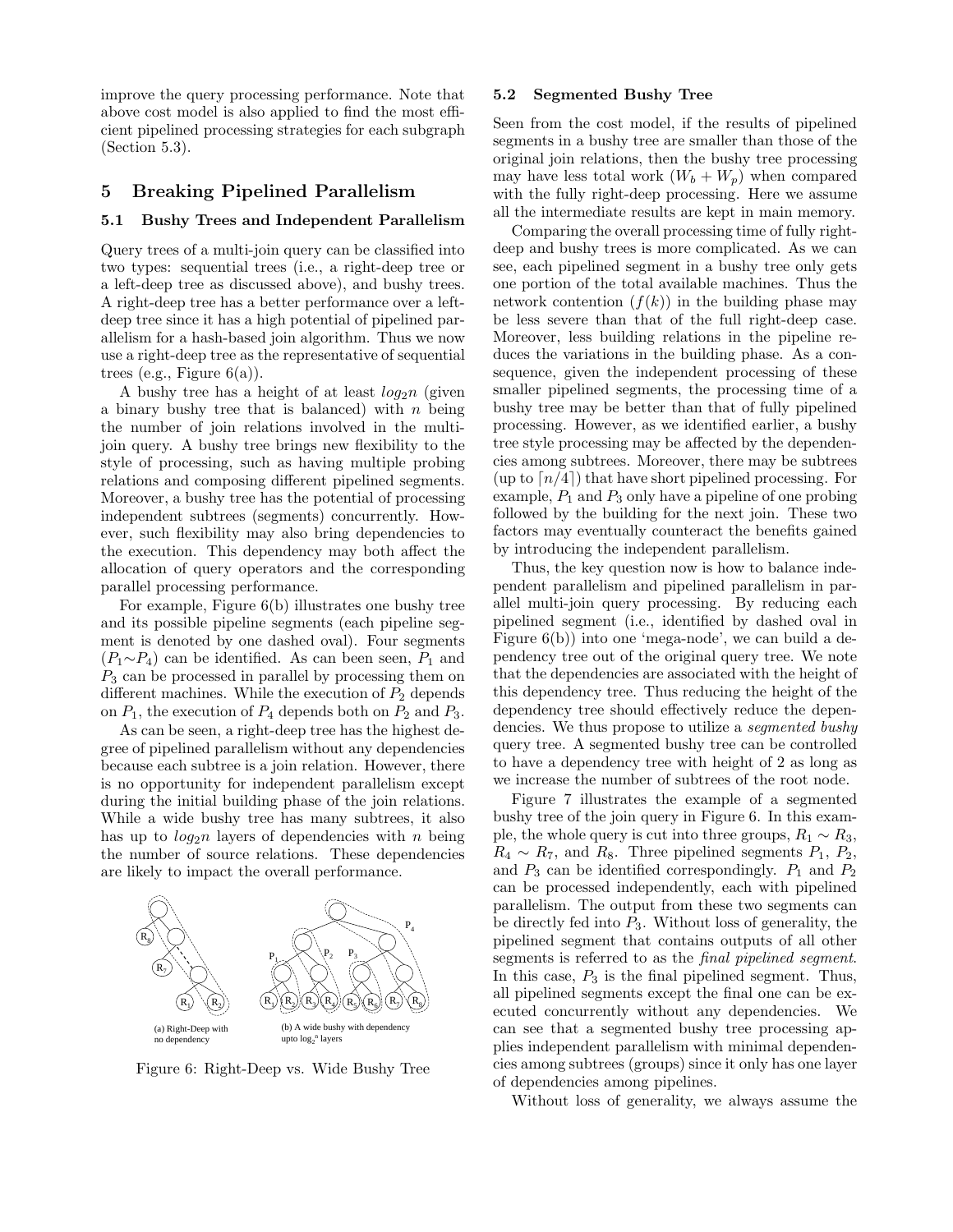improve the query processing performance. Note that above cost model is also applied to find the most efficient pipelined processing strategies for each subgraph (Section 5.3).

## 5 Breaking Pipelined Parallelism

### 5.1 Bushy Trees and Independent Parallelism

Query trees of a multi-join query can be classified into two types: sequential trees (i.e., a right-deep tree or a left-deep tree as discussed above), and bushy trees. A right-deep tree has a better performance over a left-deep tree since it has a high potential of pipelined parallelism for a hash-based join algorithm. Thus we now use a right-deep tree as the representative of sequential trees (e.g., Figure 6(a)).

A bushy tree has a height of at least $log_2 n$ (given a binary bushy tree that is balanced) with $n$ being the number of join relations involved in the multi-join query. A bushy tree brings new flexibility to the style of processing, such as having multiple probing relations and composing different pipelined segments. Moreover, a bushy tree has the potential of processing independent subtrees (segments) concurrently. However, such flexibility may also bring dependencies to the execution. This dependency may both affect the allocation of query operators and the corresponding parallel processing performance.

For example, Figure 6(b) illustrates one bushy tree and its possible pipeline segments (each pipeline segment is denoted by one dashed oval). Four segments ($P_1 \sim P_4$) can be identified. As can been seen, $P_1$ and $P_3$ can be processed in parallel by processing them on different machines. While the execution of $P_2$ depends on $P_1$, the execution of $P_4$ depends both on $P_2$ and $P_3$.

As can be seen, a right-deep tree has the highest degree of pipelined parallelism without any dependencies because each subtree is a join relation. However, there is no opportunity for independent parallelism except during the initial building phase of the join relations. While a wide bushy tree has many subtrees, it also has up to $log_2 n$ layers of dependencies with $n$ being the number of source relations. These dependencies are likely to impact the overall performance.

(a) Right-Deep with no dependency

(b) A wide bushy with dependency upto $log_2{}^n$ layers

Figure 6: Right-Deep vs. Wide Bushy Tree

### 5.2 Segmented Bushy Tree

Seen from the cost model, if the results of pipelined segments in a bushy tree are smaller than those of the original join relations, then the bushy tree processing may have less total work ($W_b + W_p$) when compared with the fully right-deep processing. Here we assume all the intermediate results are kept in main memory.

Comparing the overall processing time of fully right-deep and bushy trees is more complicated. As we can see, each pipelined segment in a bushy tree only gets one portion of the total available machines. Thus the network contention ($f(k)$) in the building phase may be less severe than that of the full right-deep case. Moreover, less building relations in the pipeline reduces the variations in the building phase. As a consequence, given the independent processing of these smaller pipelined segments, the processing time of a bushy tree may be better than that of fully pipelined processing. However, as we identified earlier, a bushy tree style processing may be affected by the dependencies among subtrees. Moreover, there may be subtrees (up to $\lceil n/4 \rceil$) that have short pipelined processing. For example, $P_1$ and $P_3$ only have a pipeline of one probing followed by the building for the next join. These two factors may eventually counteract the benefits gained by introducing the independent parallelism.

Thus, the key question now is how to balance independent parallelism and pipelined parallelism in parallel multi-join query processing. By reducing each pipelined segment (i.e., identified by dashed oval in Figure 6(b)) into one 'mega-node', we can build a dependency tree out of the original query tree. We note that the dependencies are associated with the height of this dependency tree. Thus reducing the height of the dependency tree should effectively reduce the dependencies. We thus propose to utilize a *segmented bushy* query tree. A segmented bushy tree can be controlled to have a dependency tree with height of 2 as long as we increase the number of subtrees of the root node.

Figure 7 illustrates the example of a segmented bushy tree of the join query in Figure 6. In this example, the whole query is cut into three groups, $R_1 \sim R_3$, $R_4 \sim R_7$, and $R_8$. Three pipelined segments $P_1$, $P_2$, and $P_3$ can be identified correspondingly. $P_1$ and $P_2$ can be processed independently, each with pipelined parallelism. The output from these two segments can be directly fed into $P_3$. Without loss of generality, the pipelined segment that contains outputs of all other segments is referred to as the *final pipelined segment*. In this case, $P_3$ is the final pipelined segment. Thus, all pipelined segments except the final one can be executed concurrently without any dependencies. We can see that a segmented bushy tree processing applies independent parallelism with minimal dependencies among subtrees (groups) since it only has one layer of dependencies among pipelines.

Without loss of generality, we always assume the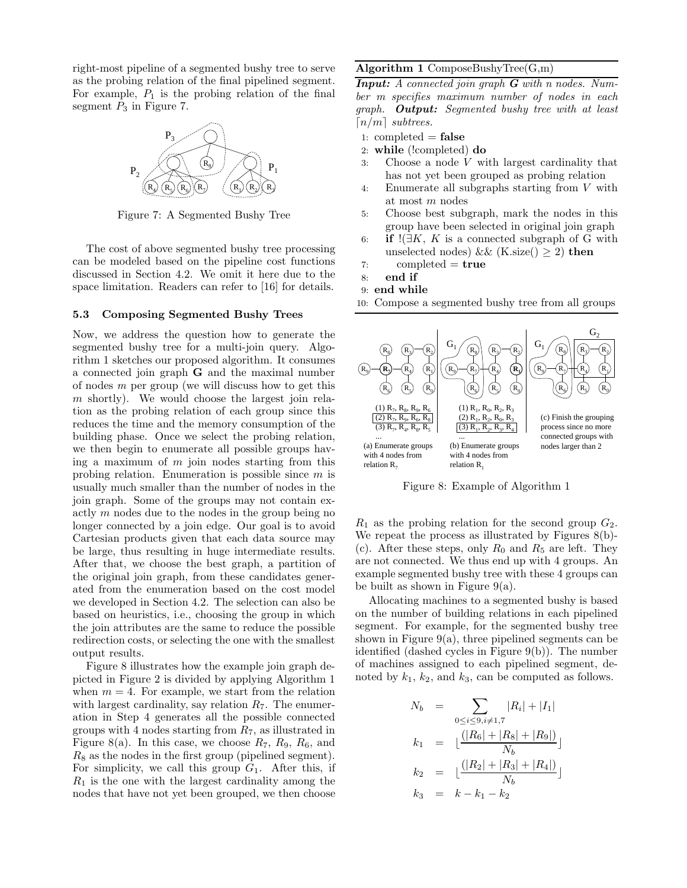right-most pipeline of a segmented bushy tree to serve as the probing relation of the final pipelined segment. For example, $P_1$ is the probing relation of the final segment $P_3$ in Figure 7.

Figure 7: A Segmented Bushy Tree

The cost of above segmented bushy tree processing can be modeled based on the pipeline cost functions discussed in Section 4.2. We omit it here due to the space limitation. Readers can refer to [16] for details.

### 5.3 Composing Segmented Bushy Trees

Now, we address the question how to generate the segmented bushy tree for a multi-join query. Algorithm 1 sketches our proposed algorithm. It consumes a connected join graph **G** and the maximal number of nodes $m$ per group (we will discuss how to get this $m$ shortly). We would choose the largest join relation as the probing relation of each group since this reduces the time and the memory consumption of the building phase. Once we select the probing relation, we then begin to enumerate all possible groups having a maximum of $m$ join nodes starting from this probing relation. Enumeration is possible since $m$ is usually much smaller than the number of nodes in the join graph. Some of the groups may not contain exactly $m$ nodes due to the nodes in the group being no longer connected by a join edge. Our goal is to avoid Cartesian products given that each data source may be large, thus resulting in huge intermediate results. After that, we choose the best graph, a partition of the original join graph, from these candidates generated from the enumeration based on the cost model we developed in Section 4.2. The selection can also be based on heuristics, i.e., choosing the group in which the join attributes are the same to reduce the possible redirection costs, or selecting the one with the smallest output results.

Figure 8 illustrates how the example join graph depicted in Figure 2 is divided by applying Algorithm 1 when $m = 4$. For example, we start from the relation with largest cardinality, say relation $R_7$. The enumeration in Step 4 generates all the possible connected groups with 4 nodes starting from $R_7$, as illustrated in Figure 8(a). In this case, we choose $R_7$, $R_9$, $R_6$, and $R_8$ as the nodes in the first group (pipelined segment). For simplicity, we call this group $G_1$. After this, if $R_1$ is the one with the largest cardinality among the nodes that have not yet been grouped, we then choose

**Algorithm 1** ComposeBushyTree(G,m)

***Input:*** *A connected join graph **G** with n nodes. Number m specifies maximum number of nodes in each graph.* ***Output:*** *Segmented bushy tree with at least $\lceil n/m \rceil$ subtrees.*

```
1: completed = false
2: while (!completed) do
3:    Choose a node V with largest cardinality that
      has not yet been grouped as probing relation
4:    Enumerate all subgraphs starting from V with
      at most m nodes
5:    Choose best subgraph, mark the nodes in this
      group have been selected in original join graph
6:    if !(∃K, K is a connected subgraph of G with
      unselected nodes) && (K.size() ≥ 2) then
7:       completed = true
8:    end if
9: end while
10: Compose a segmented bushy tree from all groups
```

(1) $R_7$, $R_8$, $R_9$, $R_6$
(2) $R_7$, $R_9$, $R_6$, $R_8$
(3) $R_7$, $R_4$, $R_8$, $R_5$
...
(a) Enumerate groups with 4 nodes from relation $R_7$

(1) $R_1$, $R_0$, $R_2$, $R_3$
(2) $R_1$, $R_2$, $R_0$, $R_3$
(3) $R_1$, $R_2$, $R_3$, $R_4$
...
(b) Enumerate groups with 4 nodes from relation $R_1$

(c) Finish the grouping process since no more connected groups with nodes larger than 2

Figure 8: Example of Algorithm 1

$R_1$ as the probing relation for the second group $G_2$. We repeat the process as illustrated by Figures 8(b)-(c). After these steps, only $R_0$ and $R_5$ are left. They are not connected. We thus end up with 4 groups. An example segmented bushy tree with these 4 groups can be built as shown in Figure 9(a).

Allocating machines to a segmented bushy is based on the number of building relations in each pipelined segment. For example, for the segmented bushy tree shown in Figure 9(a), three pipelined segments can be identified (dashed cycles in Figure 9(b)). The number of machines assigned to each pipelined segment, denoted by $k_1$, $k_2$, and $k_3$, can be computed as follows.

$$
\begin{aligned}
N_b &= \sum_{0 \le i \le 9, i \ne 1,7} |R_i| + |I_1| \\
k_1 &= \lfloor \frac{(|R_6| + |R_8| + |R_9|)}{N_b} \rfloor \\
k_2 &= \lfloor \frac{(|R_2| + |R_3| + |R_4|)}{N_b} \rfloor \\
k_3 &= k - k_1 - k_2
\end{aligned}
$$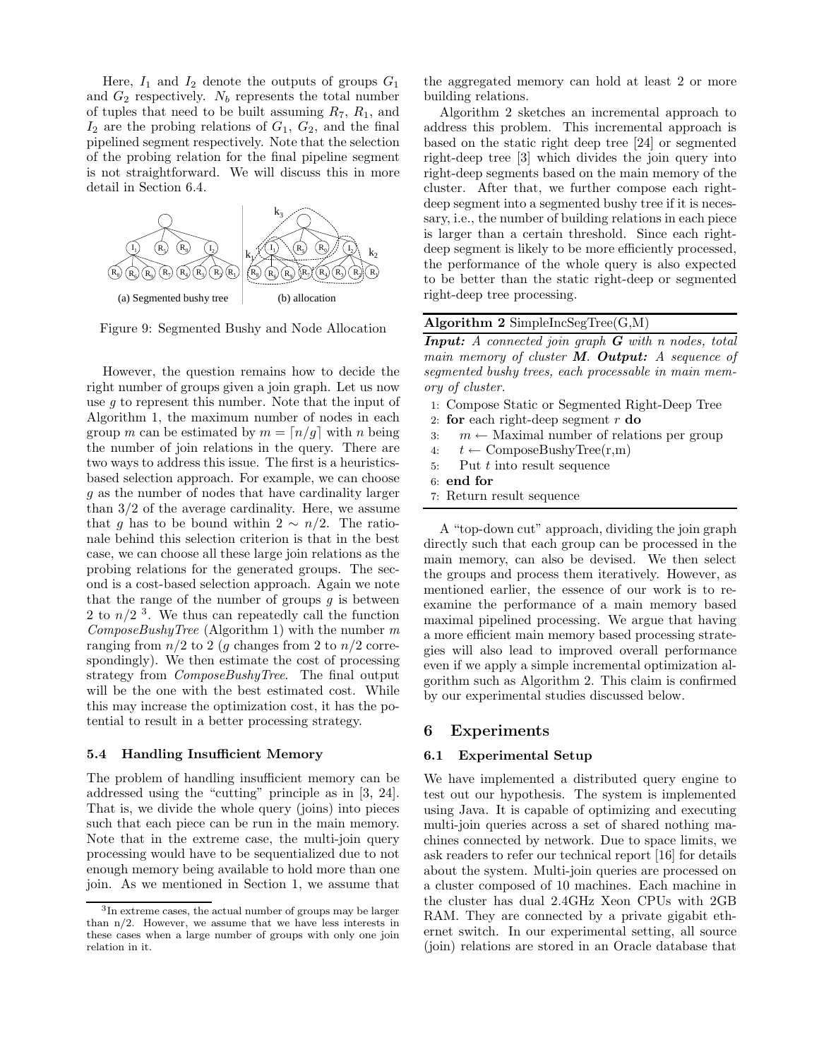Here, $I_1$ and $I_2$ denote the outputs of groups $G_1$ and $G_2$ respectively. $N_b$ represents the total number of tuples that need to be built assuming $R_7$, $R_1$, and $I_2$ are the probing relations of $G_1$, $G_2$, and the final pipelined segment respectively. Note that the selection of the probing relation for the final pipeline segment is not straightforward. We will discuss this in more detail in Section 6.4.

Figure 9: Segmented Bushy and Node Allocation

However, the question remains how to decide the right number of groups given a join graph. Let us now use $g$ to represent this number. Note that the input of Algorithm 1, the maximum number of nodes in each group $m$ can be estimated by $m = \lceil n/g \rceil$ with $n$ being the number of join relations in the query. There are two ways to address this issue. The first is a heuristics-based selection approach. For example, we can choose $g$ as the number of nodes that have cardinality larger than 3/2 of the average cardinality. Here, we assume that $g$ has to be bound within $2 \sim n/2$. The rationale behind this selection criterion is that in the best case, we can choose all these large join relations as the probing relations for the generated groups. The second is a cost-based selection approach. Again we note that the range of the number of groups $g$ is between 2 to $n/2$ [3]. We thus can repeatedly call the function *ComposeBushyTree* (Algorithm 1) with the number $m$ ranging from $n/2$ to 2 ($g$ changes from 2 to $n/2$ correspondingly). We then estimate the cost of processing strategy from *ComposeBushyTree*. The final output will be the one with the best estimated cost. While this may increase the optimization cost, it has the potential to result in a better processing strategy.

### 5.4 Handling Insufficient Memory

The problem of handling insufficient memory can be addressed using the "cutting" principle as in [3, 24]. That is, we divide the whole query (joins) into pieces such that each piece can be run in the main memory. Note that in the extreme case, the multi-join query processing would have to be sequentialized due to not enough memory being available to hold more than one join. As we mentioned in Section 1, we assume that the aggregated memory can hold at least 2 or more building relations.

Algorithm 2 sketches an incremental approach to address this problem. This incremental approach is based on the static right deep tree [24] or segmented right-deep tree [3] which divides the join query into right-deep segments based on the main memory of the cluster. After that, we further compose each right-deep segment into a segmented bushy tree if it is necessary, i.e., the number of building relations in each piece is larger than a certain threshold. Since each right-deep segment is likely to be more efficiently processed, the performance of the whole query is also expected to be better than the static right-deep or segmented right-deep tree processing.

**Algorithm 2** SimpleIncSegTree(G,M)

***Input:*** *A connected join graph* ***G*** *with n nodes, total main memory of cluster* ***M***. ***Output:*** *A sequence of segmented bushy trees, each processable in main memory of cluster.*

```
1: Compose Static or Segmented Right-Deep Tree
2: for each right-deep segment r do
3:    m ← Maximal number of relations per group
4:    t ← ComposeBushyTree(r,m)
5:    Put t into result sequence
6: end for
7: Return result sequence
```

A "top-down cut" approach, dividing the join graph directly such that each group can be processed in the main memory, can also be devised. We then select the groups and process them iteratively. However, as mentioned earlier, the essence of our work is to re-examine the performance of a main memory based maximal pipelined processing. We argue that having a more efficient main memory based processing strategies will also lead to improved overall performance even if we apply a simple incremental optimization algorithm such as Algorithm 2. This claim is confirmed by our experimental studies discussed below.

## 6 Experiments

### 6.1 Experimental Setup

We have implemented a distributed query engine to test out our hypothesis. The system is implemented using Java. It is capable of optimizing and executing multi-join queries across a set of shared nothing machines connected by network. Due to space limits, we ask readers to refer our technical report [16] for details about the system. Multi-join queries are processed on a cluster composed of 10 machines. Each machine in the cluster has dual 2.4GHz Xeon CPUs with 2GB RAM. They are connected by a private gigabit ethernet switch. In our experimental setting, all source (join) relations are stored in an Oracle database that

[3] In extreme cases, the actual number of groups may be larger than n/2. However, we assume that we have less interests in these cases when a large number of groups with only one join relation in it.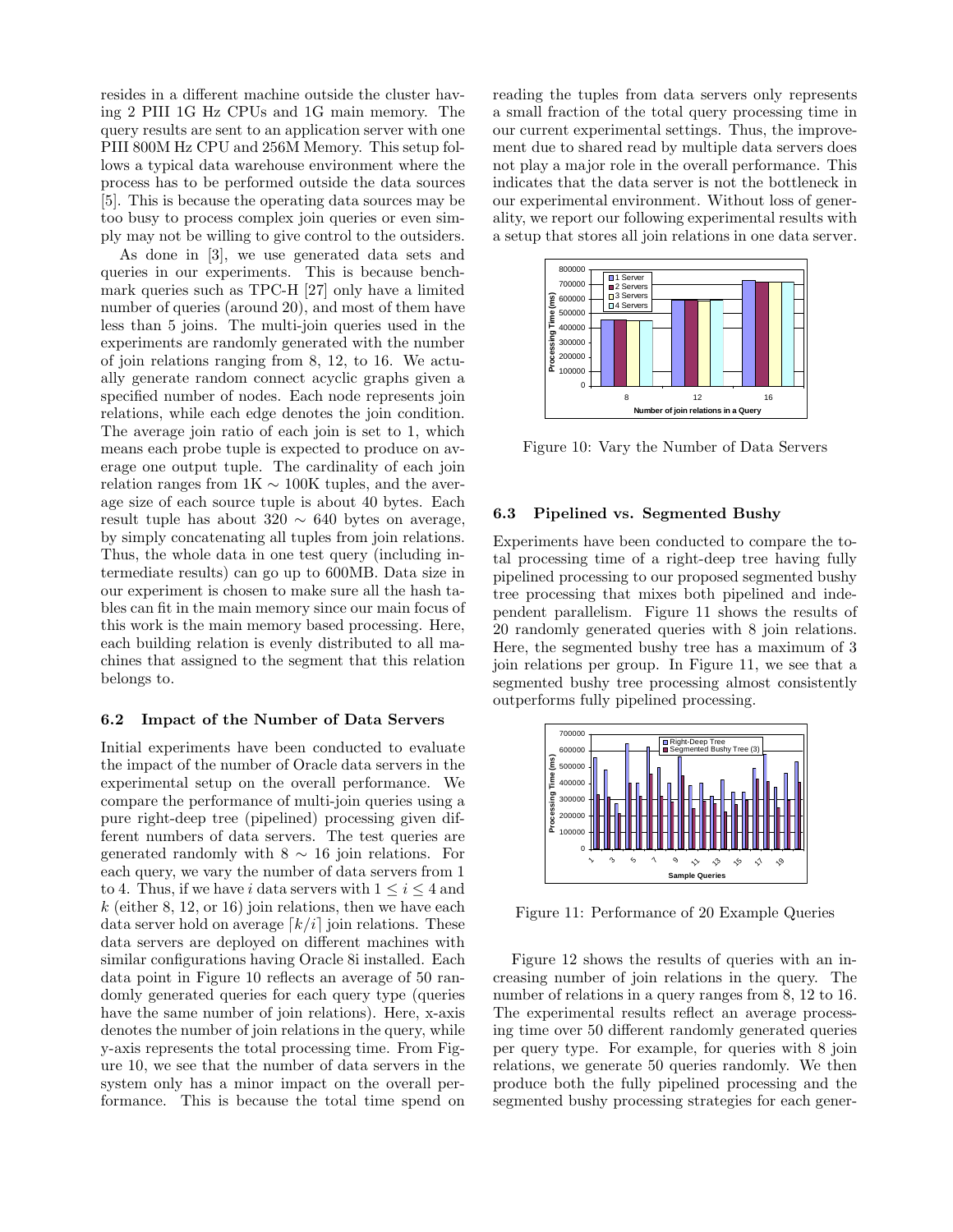resides in a different machine outside the cluster having 2 PIII 1G Hz CPUs and 1G main memory. The query results are sent to an application server with one PIII 800M Hz CPU and 256M Memory. This setup follows a typical data warehouse environment where the process has to be performed outside the data sources [5]. This is because the operating data sources may be too busy to process complex join queries or even simply may not be willing to give control to the outsiders.

As done in [3], we use generated data sets and queries in our experiments. This is because benchmark queries such as TPC-H [27] only have a limited number of queries (around 20), and most of them have less than 5 joins. The multi-join queries used in the experiments are randomly generated with the number of join relations ranging from 8, 12, to 16. We actually generate random connect acyclic graphs given a specified number of nodes. Each node represents join relations, while each edge denotes the join condition. The average join ratio of each join is set to 1, which means each probe tuple is expected to produce on average one output tuple. The cardinality of each join relation ranges from 1K $\sim$ 100K tuples, and the average size of each source tuple is about 40 bytes. Each result tuple has about 320 $\sim$ 640 bytes on average, by simply concatenating all tuples from join relations. Thus, the whole data in one test query (including intermediate results) can go up to 600MB. Data size in our experiment is chosen to make sure all the hash tables can fit in the main memory since our main focus of this work is the main memory based processing. Here, each building relation is evenly distributed to all machines that assigned to the segment that this relation belongs to.

### 6.2 Impact of the Number of Data Servers

Initial experiments have been conducted to evaluate the impact of the number of Oracle data servers in the experimental setup on the overall performance. We compare the performance of multi-join queries using a pure right-deep tree (pipelined) processing given different numbers of data servers. The test queries are generated randomly with 8 $\sim$ 16 join relations. For each query, we vary the number of data servers from 1 to 4. Thus, if we have $i$ data servers with $1 \leq i \leq 4$ and $k$ (either 8, 12, or 16) join relations, then we have each data server hold on average $\lceil k/i \rceil$ join relations. These data servers are deployed on different machines with similar configurations having Oracle 8i installed. Each data point in Figure 10 reflects an average of 50 randomly generated queries for each query type (queries have the same number of join relations). Here, x-axis denotes the number of join relations in the query, while y-axis represents the total processing time. From Figure 10, we see that the number of data servers in the system only has a minor impact on the overall performance. This is because the total time spend on reading the tuples from data servers only represents a small fraction of the total query processing time in our current experimental settings. Thus, the improvement due to shared read by multiple data servers does not play a major role in the overall performance. This indicates that the data server is not the bottleneck in our experimental environment. Without loss of generality, we report our following experimental results with a setup that stores all join relations in one data server.

Figure 10: Vary the Number of Data Servers

### 6.3 Pipelined vs. Segmented Bushy

Experiments have been conducted to compare the total processing time of a right-deep tree having fully pipelined processing to our proposed segmented bushy tree processing that mixes both pipelined and independent parallelism. Figure 11 shows the results of 20 randomly generated queries with 8 join relations. Here, the segmented bushy tree has a maximum of 3 join relations per group. In Figure 11, we see that a segmented bushy tree processing almost consistently outperforms fully pipelined processing.

Figure 11: Performance of 20 Example Queries

Figure 12 shows the results of queries with an increasing number of join relations in the query. The number of relations in a query ranges from 8, 12 to 16. The experimental results reflect an average processing time over 50 different randomly generated queries per query type. For example, for queries with 8 join relations, we generate 50 queries randomly. We then produce both the fully pipelined processing and the segmented bushy processing strategies for each gener-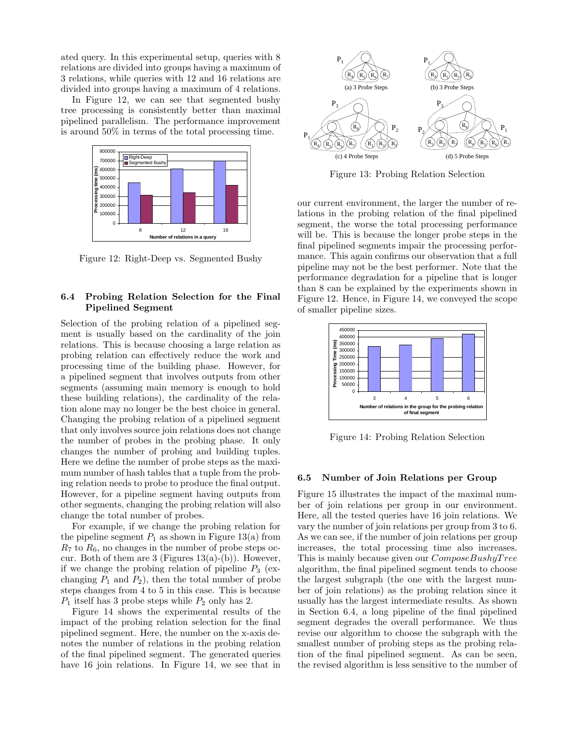ated query. In this experimental setup, queries with 8 relations are divided into groups having a maximum of 3 relations, while queries with 12 and 16 relations are divided into groups having a maximum of 4 relations.

In Figure 12, we can see that segmented bushy tree processing is consistently better than maximal pipelined parallelism. The performance improvement is around 50% in terms of the total processing time.

Figure 12: Right-Deep vs. Segmented Bushy

### 6.4 Probing Relation Selection for the Final Pipelined Segment

Selection of the probing relation of a pipelined segment is usually based on the cardinality of the join relations. This is because choosing a large relation as probing relation can effectively reduce the work and processing time of the building phase. However, for a pipelined segment that involves outputs from other segments (assuming main memory is enough to hold these building relations), the cardinality of the relation alone may no longer be the best choice in general. Changing the probing relation of a pipelined segment that only involves source join relations does not change the number of probes in the probing phase. It only changes the number of probing and building tuples. Here we define the number of probe steps as the maximum number of hash tables that a tuple from the probing relation needs to probe to produce the final output. However, for a pipeline segment having outputs from other segments, changing the probing relation will also change the total number of probes.

For example, if we change the probing relation for the pipeline segment $P_1$ as shown in Figure 13(a) from $R_7$ to $R_6$, no changes in the number of probe steps occur. Both of them are 3 (Figures 13(a)-(b)). However, if we change the probing relation of pipeline $P_3$ (exchanging $P_1$ and $P_2$), then the total number of probe steps changes from 4 to 5 in this case. This is because $P_1$ itself has 3 probe steps while $P_2$ only has 2.

Figure 14 shows the experimental results of the impact of the probing relation selection for the final pipelined segment. Here, the number on the x-axis denotes the number of relations in the probing relation of the final pipelined segment. The generated queries have 16 join relations. In Figure 14, we see that in our current environment, the larger the number of relations in the probing relation of the final pipelined segment, the worse the total processing performance will be. This is because the longer probe steps in the final pipelined segments impair the processing performance. This again confirms our observation that a full pipeline may not be the best performer. Note that the performance degradation for a pipeline that is longer than 8 can be explained by the experiments shown in Figure 12. Hence, in Figure 14, we conveyed the scope of smaller pipeline sizes.

Figure 13: Probing Relation Selection

Figure 14: Probing Relation Selection

### 6.5 Number of Join Relations per Group

Figure 15 illustrates the impact of the maximal number of join relations per group in our environment. Here, all the tested queries have 16 join relations. We vary the number of join relations per group from 3 to 6. As we can see, if the number of join relations per group increases, the total processing time also increases. This is mainly because given our *ComposeBushyTree* algorithm, the final pipelined segment tends to choose the largest subgraph (the one with the largest number of join relations) as the probing relation since it usually has the largest intermediate results. As shown in Section 6.4, a long pipeline of the final pipelined segment degrades the overall performance. We thus revise our algorithm to choose the subgraph with the smallest number of probing steps as the probing relation of the final pipelined segment. As can be seen, the revised algorithm is less sensitive to the number of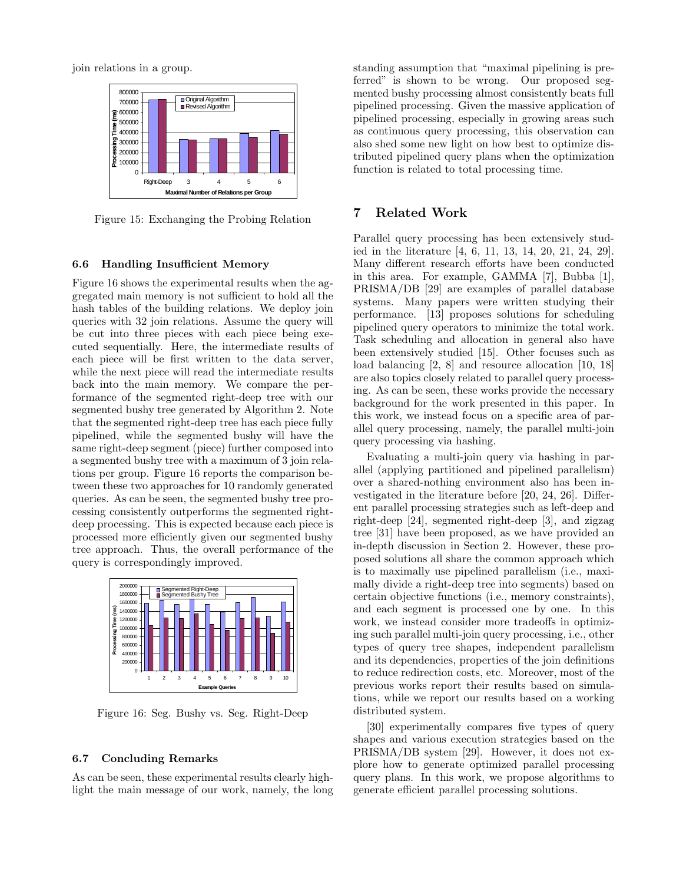join relations in a group.

Figure 15: Exchanging the Probing Relation

### 6.6 Handling Insufficient Memory

Figure 16 shows the experimental results when the aggregated main memory is not sufficient to hold all the hash tables of the building relations. We deploy join queries with 32 join relations. Assume the query will be cut into three pieces with each piece being executed sequentially. Here, the intermediate results of each piece will be first written to the data server, while the next piece will read the intermediate results back into the main memory. We compare the performance of the segmented right-deep tree with our segmented bushy tree generated by Algorithm 2. Note that the segmented right-deep tree has each piece fully pipelined, while the segmented bushy will have the same right-deep segment (piece) further composed into a segmented bushy tree with a maximum of 3 join relations per group. Figure 16 reports the comparison between these two approaches for 10 randomly generated queries. As can be seen, the segmented bushy tree processing consistently outperforms the segmented right-deep processing. This is expected because each piece is processed more efficiently given our segmented bushy tree approach. Thus, the overall performance of the query is correspondingly improved.

Figure 16: Seg. Bushy vs. Seg. Right-Deep

### 6.7 Concluding Remarks

As can be seen, these experimental results clearly highlight the main message of our work, namely, the long standing assumption that "maximal pipelining is preferred" is shown to be wrong. Our proposed segmented bushy processing almost consistently beats full pipelined processing. Given the massive application of pipelined processing, especially in growing areas such as continuous query processing, this observation can also shed some new light on how best to optimize distributed pipelined query plans when the optimization function is related to total processing time.

## 7 Related Work

Parallel query processing has been extensively studied in the literature [4, 6, 11, 13, 14, 20, 21, 24, 29]. Many different research efforts have been conducted in this area. For example, GAMMA [7], Bubba [1], PRISMA/DB [29] are examples of parallel database systems. Many papers were written studying their performance. [13] proposes solutions for scheduling pipelined query operators to minimize the total work. Task scheduling and allocation in general also have been extensively studied [15]. Other focuses such as load balancing [2, 8] and resource allocation [10, 18] are also topics closely related to parallel query processing. As can be seen, these works provide the necessary background for the work presented in this paper. In this work, we instead focus on a specific area of parallel query processing, namely, the parallel multi-join query processing via hashing.

Evaluating a multi-join query via hashing in parallel (applying partitioned and pipelined parallelism) over a shared-nothing environment also has been investigated in the literature before [20, 24, 26]. Different parallel processing strategies such as left-deep and right-deep [24], segmented right-deep [3], and zigzag tree [31] have been proposed, as we have provided an in-depth discussion in Section 2. However, these proposed solutions all share the common approach which is to maximally use pipelined parallelism (i.e., maximally divide a right-deep tree into segments) based on certain objective functions (i.e., memory constraints), and each segment is processed one by one. In this work, we instead consider more tradeoffs in optimizing such parallel multi-join query processing, i.e., other types of query tree shapes, independent parallelism and its dependencies, properties of the join definitions to reduce redirection costs, etc. Moreover, most of the previous works report their results based on simulations, while we report our results based on a working distributed system.

[30] experimentally compares five types of query shapes and various execution strategies based on the PRISMA/DB system [29]. However, it does not explore how to generate optimized parallel processing query plans. In this work, we propose algorithms to generate efficient parallel processing solutions.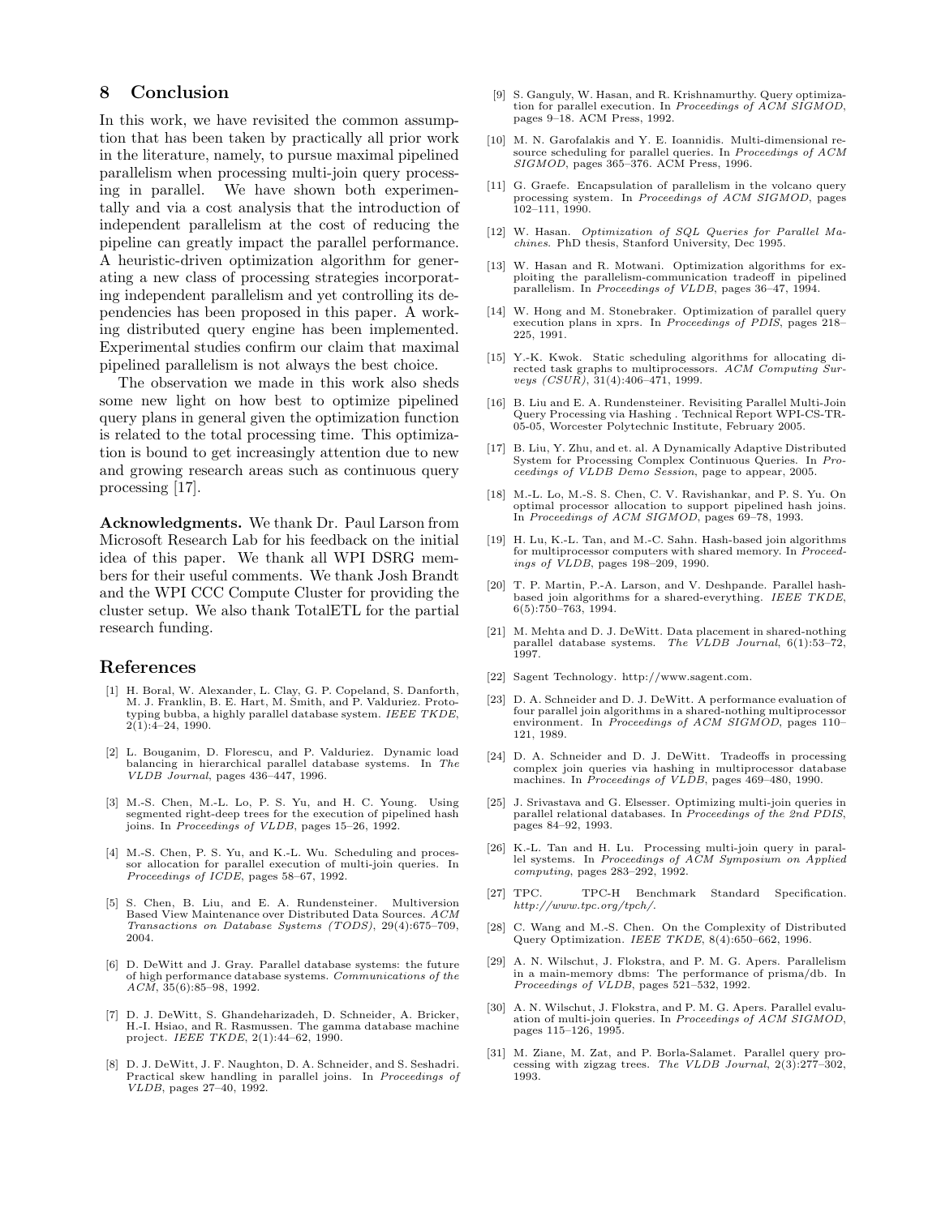## 8 Conclusion

In this work, we have revisited the common assumption that has been taken by practically all prior work in the literature, namely, to pursue maximal pipelined parallelism when processing multi-join query processing in parallel. We have shown both experimentally and via a cost analysis that the introduction of independent parallelism at the cost of reducing the pipeline can greatly impact the parallel performance. A heuristic-driven optimization algorithm for generating a new class of processing strategies incorporating independent parallelism and yet controlling its dependencies has been proposed in this paper. A working distributed query engine has been implemented. Experimental studies confirm our claim that maximal pipelined parallelism is not always the best choice.

The observation we made in this work also sheds some new light on how best to optimize pipelined query plans in general given the optimization function is related to the total processing time. This optimization is bound to get increasingly attention due to new and growing research areas such as continuous query processing [17].

**Acknowledgments.** We thank Dr. Paul Larson from Microsoft Research Lab for his feedback on the initial idea of this paper. We thank all WPI DSRG members for their useful comments. We thank Josh Brandt and the WPI CCC Compute Cluster for providing the cluster setup. We also thank TotalETL for the partial research funding.

## References

[1] H. Boral, W. Alexander, L. Clay, G. P. Copeland, S. Danforth, M. J. Franklin, B. E. Hart, M. Smith, and P. Valduriez. Prototyping bubba, a highly parallel database system. *IEEE TKDE*, 2(1):4–24, 1990.

[2] L. Bouganim, D. Florescu, and P. Valduriez. Dynamic load balancing in hierarchical parallel database systems. In *The VLDB Journal*, pages 436–447, 1996.

[3] M.-S. Chen, M.-L. Lo, P. S. Yu, and H. C. Young. Using segmented right-deep trees for the execution of pipelined hash joins. In *Proceedings of VLDB*, pages 15–26, 1992.

[4] M.-S. Chen, P. S. Yu, and K.-L. Wu. Scheduling and processor allocation for parallel execution of multi-join queries. In *Proceedings of ICDE*, pages 58–67, 1992.

[5] S. Chen, B. Liu, and E. A. Rundensteiner. Multiversion Based View Maintenance over Distributed Data Sources. *ACM Transactions on Database Systems (TODS)*, 29(4):675–709, 2004.

[6] D. DeWitt and J. Gray. Parallel database systems: the future of high performance database systems. *Communications of the ACM*, 35(6):85–98, 1992.

[7] D. J. DeWitt, S. Ghandeharizadeh, D. Schneider, A. Bricker, H.-I. Hsiao, and R. Rasmussen. The gamma database machine project. *IEEE TKDE*, 2(1):44–62, 1990.

[8] D. J. DeWitt, J. F. Naughton, D. A. Schneider, and S. Seshadri. Practical skew handling in parallel joins. In *Proceedings of VLDB*, pages 27–40, 1992.

[9] S. Ganguly, W. Hasan, and R. Krishnamurthy. Query optimization for parallel execution. In *Proceedings of ACM SIGMOD*, pages 9–18. ACM Press, 1992.

[10] M. N. Garofalakis and Y. E. Ioannidis. Multi-dimensional resource scheduling for parallel queries. In *Proceedings of ACM SIGMOD*, pages 365–376. ACM Press, 1996.

[11] G. Graefe. Encapsulation of parallelism in the volcano query processing system. In *Proceedings of ACM SIGMOD*, pages 102–111, 1990.

[12] W. Hasan. *Optimization of SQL Queries for Parallel Machines*. PhD thesis, Stanford University, Dec 1995.

[13] W. Hasan and R. Motwani. Optimization algorithms for exploiting the parallelism-communication tradeoff in pipelined parallelism. In *Proceedings of VLDB*, pages 36–47, 1994.

[14] W. Hong and M. Stonebraker. Optimization of parallel query execution plans in xprs. In *Proceedings of PDIS*, pages 218–225, 1991.

[15] Y.-K. Kwok. Static scheduling algorithms for allocating directed task graphs to multiprocessors. *ACM Computing Surveys (CSUR)*, 31(4):406–471, 1999.

[16] B. Liu and E. A. Rundensteiner. Revisiting Parallel Multi-Join Query Processing via Hashing . Technical Report WPI-CS-TR-05-05, Worcester Polytechnic Institute, February 2005.

[17] B. Liu, Y. Zhu, and et. al. A Dynamically Adaptive Distributed System for Processing Complex Continuous Queries. In *Proceedings of VLDB Demo Session*, page to appear, 2005.

[18] M.-L. Lo, M.-S. S. Chen, C. V. Ravishankar, and P. S. Yu. On optimal processor allocation to support pipelined hash joins. In *Proceedings of ACM SIGMOD*, pages 69–78, 1993.

[19] H. Lu, K.-L. Tan, and M.-C. Sahn. Hash-based join algorithms for multiprocessor computers with shared memory. In *Proceedings of VLDB*, pages 198–209, 1990.

[20] T. P. Martin, P.-A. Larson, and V. Deshpande. Parallel hash-based join algorithms for a shared-everything. *IEEE TKDE*, 6(5):750–763, 1994.

[21] M. Mehta and D. J. DeWitt. Data placement in shared-nothing parallel database systems. *The VLDB Journal*, 6(1):53–72, 1997.

[22] Sagent Technology. http://www.sagent.com.

[23] D. A. Schneider and D. J. DeWitt. A performance evaluation of four parallel join algorithms in a shared-nothing multiprocessor environment. In *Proceedings of ACM SIGMOD*, pages 110–121, 1989.

[24] D. A. Schneider and D. J. DeWitt. Tradeoffs in processing complex join queries via hashing in multiprocessor database machines. In *Proceedings of VLDB*, pages 469–480, 1990.

[25] J. Srivastava and G. Elsesser. Optimizing multi-join queries in parallel relational databases. In *Proceedings of the 2nd PDIS*, pages 84–92, 1993.

[26] K.-L. Tan and H. Lu. Processing multi-join query in parallel systems. In *Proceedings of ACM Symposium on Applied computing*, pages 283–292, 1992.

[27] TPC. TPC-H Benchmark Standard Specification. *http://www.tpc.org/tpch/*.

[28] C. Wang and M.-S. Chen. On the Complexity of Distributed Query Optimization. *IEEE TKDE*, 8(4):650–662, 1996.

[29] A. N. Wilschut, J. Flokstra, and P. M. G. Apers. Parallelism in a main-memory dbms: The performance of prisma/db. In *Proceedings of VLDB*, pages 521–532, 1992.

[30] A. N. Wilschut, J. Flokstra, and P. M. G. Apers. Parallel evaluation of multi-join queries. In *Proceedings of ACM SIGMOD*, pages 115–126, 1995.

[31] M. Ziane, M. Zat, and P. Borla-Salamet. Parallel query processing with zigzag trees. *The VLDB Journal*, 2(3):277–302, 1993.